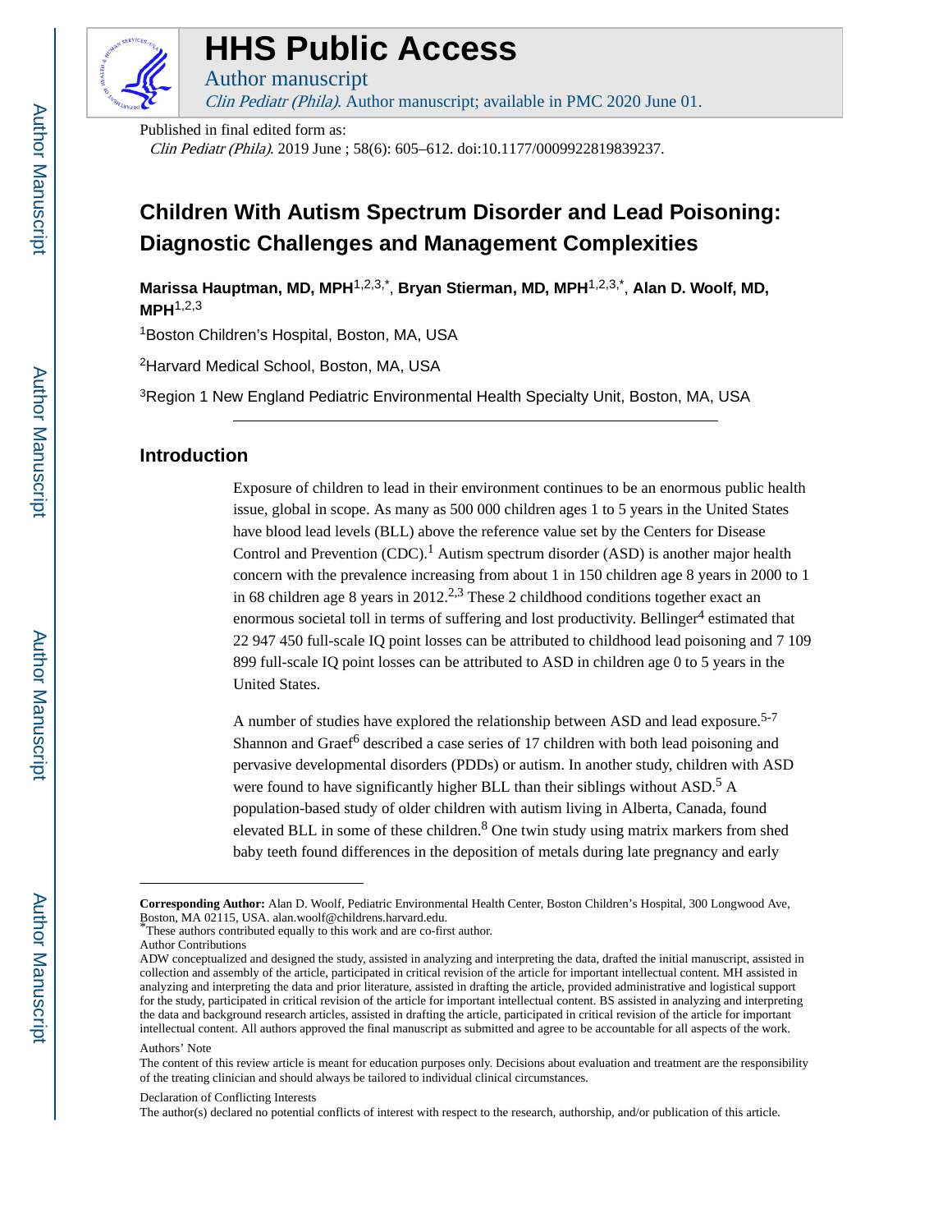# HHS Public Access

Author manuscript

*Clin Pediatr (Phila)*. Author manuscript; available in PMC 2020 June 01.

Published in final edited form as:

*Clin Pediatr (Phila)*. 2019 June ; 58(6): 605–612. doi:10.1177/0009922819839237.

# Children With Autism Spectrum Disorder and Lead Poisoning: Diagnostic Challenges and Management Complexities

**Marissa Hauptman, MD, MPH**[1,2,3,*], **Bryan Stierman, MD, MPH**[1,2,3,*], **Alan D. Woolf, MD, MPH**[1,2,3]

[1]Boston Children's Hospital, Boston, MA, USA

[2]Harvard Medical School, Boston, MA, USA

[3]Region 1 New England Pediatric Environmental Health Specialty Unit, Boston, MA, USA

## Introduction

Exposure of children to lead in their environment continues to be an enormous public health issue, global in scope. As many as 500 000 children ages 1 to 5 years in the United States have blood lead levels (BLL) above the reference value set by the Centers for Disease Control and Prevention (CDC).[1] Autism spectrum disorder (ASD) is another major health concern with the prevalence increasing from about 1 in 150 children age 8 years in 2000 to 1 in 68 children age 8 years in 2012.[2,3] These 2 childhood conditions together exact an enormous societal toll in terms of suffering and lost productivity. Bellinger[4] estimated that 22 947 450 full-scale IQ point losses can be attributed to childhood lead poisoning and 7 109 899 full-scale IQ point losses can be attributed to ASD in children age 0 to 5 years in the United States.

A number of studies have explored the relationship between ASD and lead exposure.[5-7] Shannon and Graef[6] described a case series of 17 children with both lead poisoning and pervasive developmental disorders (PDDs) or autism. In another study, children with ASD were found to have significantly higher BLL than their siblings without ASD.[5] A population-based study of older children with autism living in Alberta, Canada, found elevated BLL in some of these children.[8] One twin study using matrix markers from shed baby teeth found differences in the deposition of metals during late pregnancy and early

---

**Corresponding Author:** Alan D. Woolf, Pediatric Environmental Health Center, Boston Children's Hospital, 300 Longwood Ave, Boston, MA 02115, USA. alan.woolf@childrens.harvard.edu.

*These authors contributed equally to this work and are co-first author.

Author Contributions

ADW conceptualized and designed the study, assisted in analyzing and interpreting the data, drafted the initial manuscript, assisted in collection and assembly of the article, participated in critical revision of the article for important intellectual content. MH assisted in analyzing and interpreting the data and prior literature, assisted in drafting the article, provided administrative and logistical support for the study, participated in critical revision of the article for important intellectual content. BS assisted in analyzing and interpreting the data and background research articles, assisted in drafting the article, participated in critical revision of the article for important intellectual content. All authors approved the final manuscript as submitted and agree to be accountable for all aspects of the work.

Authors' Note

The content of this review article is meant for education purposes only. Decisions about evaluation and treatment are the responsibility of the treating clinician and should always be tailored to individual clinical circumstances.

Declaration of Conflicting Interests

The author(s) declared no potential conflicts of interest with respect to the research, authorship, and/or publication of this article.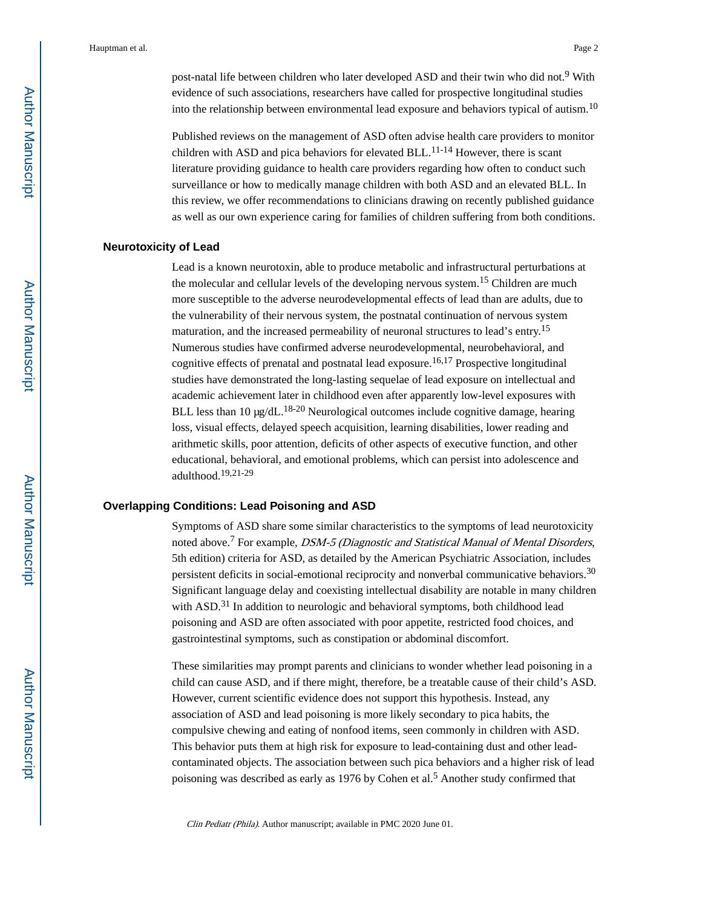post-natal life between children who later developed ASD and their twin who did not.[9] With evidence of such associations, researchers have called for prospective longitudinal studies into the relationship between environmental lead exposure and behaviors typical of autism.[10]

Published reviews on the management of ASD often advise health care providers to monitor children with ASD and pica behaviors for elevated BLL.[11-14] However, there is scant literature providing guidance to health care providers regarding how often to conduct such surveillance or how to medically manage children with both ASD and an elevated BLL. In this review, we offer recommendations to clinicians drawing on recently published guidance as well as our own experience caring for families of children suffering from both conditions.

## Neurotoxicity of Lead

Lead is a known neurotoxin, able to produce metabolic and infrastructural perturbations at the molecular and cellular levels of the developing nervous system.[15] Children are much more susceptible to the adverse neurodevelopmental effects of lead than are adults, due to the vulnerability of their nervous system, the postnatal continuation of nervous system maturation, and the increased permeability of neuronal structures to lead's entry.[15] Numerous studies have confirmed adverse neurodevelopmental, neurobehavioral, and cognitive effects of prenatal and postnatal lead exposure.[16,17] Prospective longitudinal studies have demonstrated the long-lasting sequelae of lead exposure on intellectual and academic achievement later in childhood even after apparently low-level exposures with BLL less than 10 μg/dL.[18-20] Neurological outcomes include cognitive damage, hearing loss, visual effects, delayed speech acquisition, learning disabilities, lower reading and arithmetic skills, poor attention, deficits of other aspects of executive function, and other educational, behavioral, and emotional problems, which can persist into adolescence and adulthood.[19,21-29]

## Overlapping Conditions: Lead Poisoning and ASD

Symptoms of ASD share some similar characteristics to the symptoms of lead neurotoxicity noted above.[7] For example, *DSM-5 (Diagnostic and Statistical Manual of Mental Disorders*, 5th edition) criteria for ASD, as detailed by the American Psychiatric Association, includes persistent deficits in social-emotional reciprocity and nonverbal communicative behaviors.[30] Significant language delay and coexisting intellectual disability are notable in many children with ASD.[31] In addition to neurologic and behavioral symptoms, both childhood lead poisoning and ASD are often associated with poor appetite, restricted food choices, and gastrointestinal symptoms, such as constipation or abdominal discomfort.

These similarities may prompt parents and clinicians to wonder whether lead poisoning in a child can cause ASD, and if there might, therefore, be a treatable cause of their child's ASD. However, current scientific evidence does not support this hypothesis. Instead, any association of ASD and lead poisoning is more likely secondary to pica habits, the compulsive chewing and eating of nonfood items, seen commonly in children with ASD. This behavior puts them at high risk for exposure to lead-containing dust and other lead-contaminated objects. The association between such pica behaviors and a higher risk of lead poisoning was described as early as 1976 by Cohen et al.[5] Another study confirmed that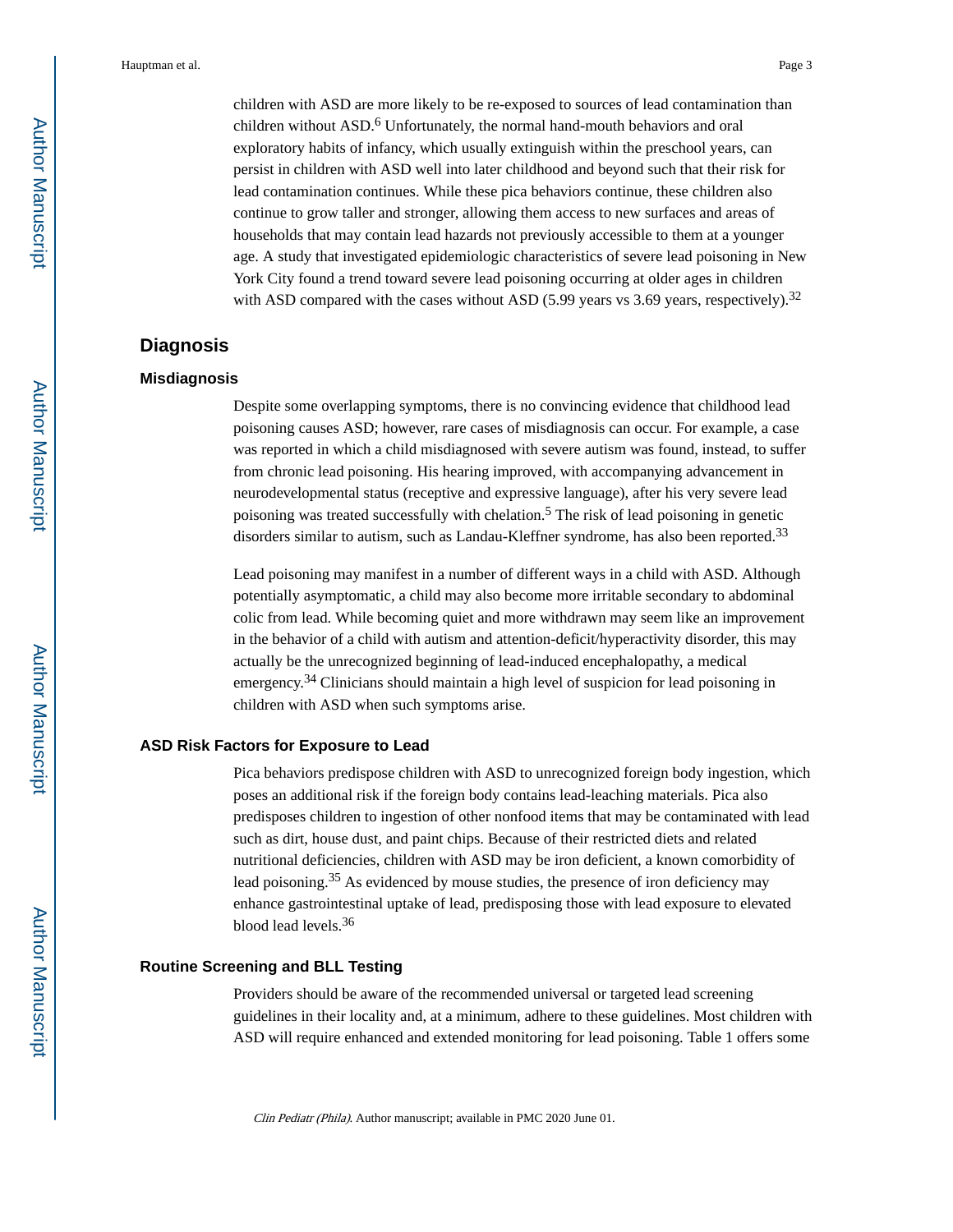children with ASD are more likely to be re-exposed to sources of lead contamination than children without ASD.[6] Unfortunately, the normal hand-mouth behaviors and oral exploratory habits of infancy, which usually extinguish within the preschool years, can persist in children with ASD well into later childhood and beyond such that their risk for lead contamination continues. While these pica behaviors continue, these children also continue to grow taller and stronger, allowing them access to new surfaces and areas of households that may contain lead hazards not previously accessible to them at a younger age. A study that investigated epidemiologic characteristics of severe lead poisoning in New York City found a trend toward severe lead poisoning occurring at older ages in children with ASD compared with the cases without ASD (5.99 years vs 3.69 years, respectively).[32]

## Diagnosis

### Misdiagnosis

Despite some overlapping symptoms, there is no convincing evidence that childhood lead poisoning causes ASD; however, rare cases of misdiagnosis can occur. For example, a case was reported in which a child misdiagnosed with severe autism was found, instead, to suffer from chronic lead poisoning. His hearing improved, with accompanying advancement in neurodevelopmental status (receptive and expressive language), after his very severe lead poisoning was treated successfully with chelation.[5] The risk of lead poisoning in genetic disorders similar to autism, such as Landau-Kleffner syndrome, has also been reported.[33]

Lead poisoning may manifest in a number of different ways in a child with ASD. Although potentially asymptomatic, a child may also become more irritable secondary to abdominal colic from lead. While becoming quiet and more withdrawn may seem like an improvement in the behavior of a child with autism and attention-deficit/hyperactivity disorder, this may actually be the unrecognized beginning of lead-induced encephalopathy, a medical emergency.[34] Clinicians should maintain a high level of suspicion for lead poisoning in children with ASD when such symptoms arise.

### ASD Risk Factors for Exposure to Lead

Pica behaviors predispose children with ASD to unrecognized foreign body ingestion, which poses an additional risk if the foreign body contains lead-leaching materials. Pica also predisposes children to ingestion of other nonfood items that may be contaminated with lead such as dirt, house dust, and paint chips. Because of their restricted diets and related nutritional deficiencies, children with ASD may be iron deficient, a known comorbidity of lead poisoning.[35] As evidenced by mouse studies, the presence of iron deficiency may enhance gastrointestinal uptake of lead, predisposing those with lead exposure to elevated blood lead levels.[36]

### Routine Screening and BLL Testing

Providers should be aware of the recommended universal or targeted lead screening guidelines in their locality and, at a minimum, adhere to these guidelines. Most children with ASD will require enhanced and extended monitoring for lead poisoning. Table 1 offers some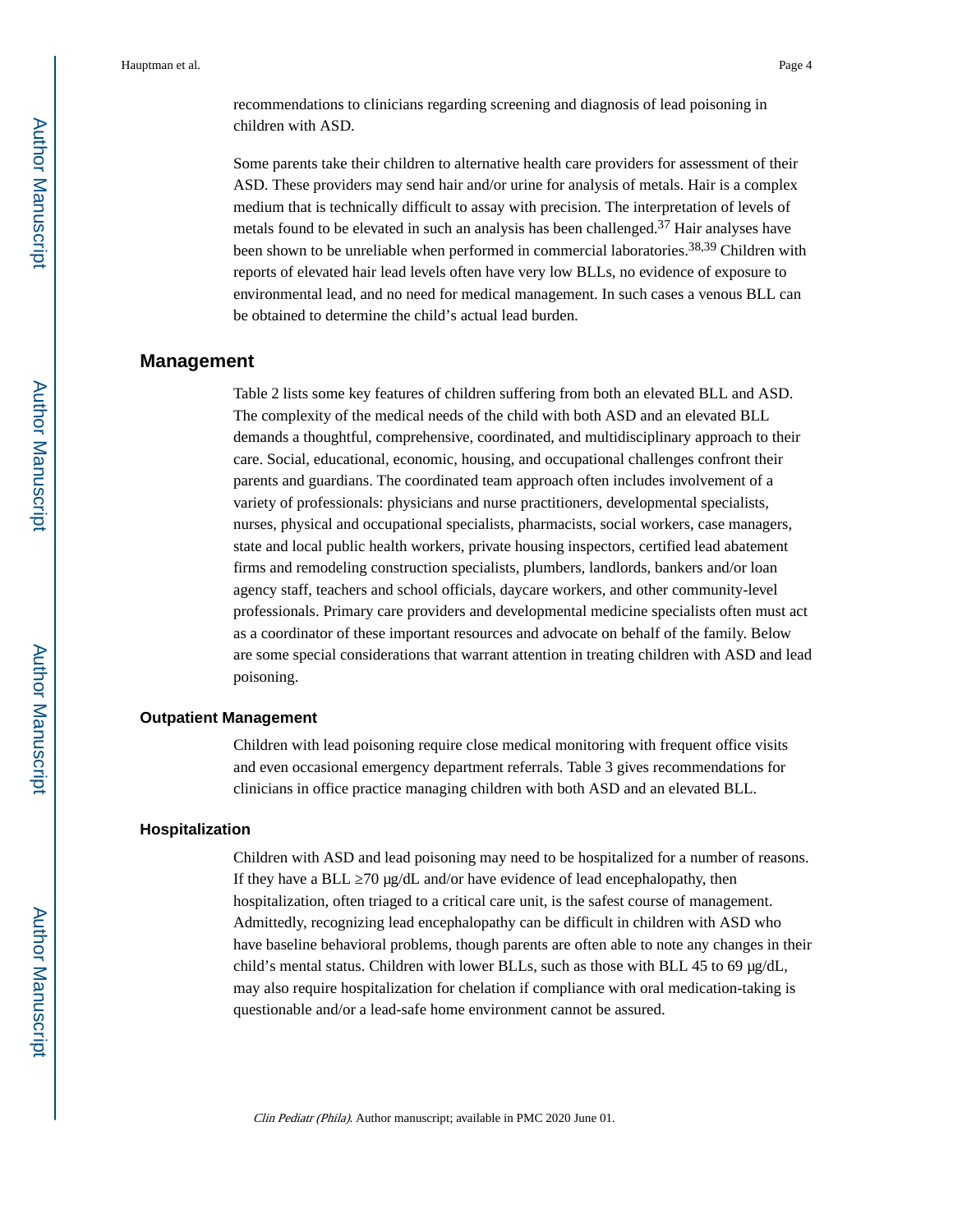recommendations to clinicians regarding screening and diagnosis of lead poisoning in children with ASD.

Some parents take their children to alternative health care providers for assessment of their ASD. These providers may send hair and/or urine for analysis of metals. Hair is a complex medium that is technically difficult to assay with precision. The interpretation of levels of metals found to be elevated in such an analysis has been challenged.[37] Hair analyses have been shown to be unreliable when performed in commercial laboratories.[38,39] Children with reports of elevated hair lead levels often have very low BLLs, no evidence of exposure to environmental lead, and no need for medical management. In such cases a venous BLL can be obtained to determine the child's actual lead burden.

## Management

Table 2 lists some key features of children suffering from both an elevated BLL and ASD. The complexity of the medical needs of the child with both ASD and an elevated BLL demands a thoughtful, comprehensive, coordinated, and multidisciplinary approach to their care. Social, educational, economic, housing, and occupational challenges confront their parents and guardians. The coordinated team approach often includes involvement of a variety of professionals: physicians and nurse practitioners, developmental specialists, nurses, physical and occupational specialists, pharmacists, social workers, case managers, state and local public health workers, private housing inspectors, certified lead abatement firms and remodeling construction specialists, plumbers, landlords, bankers and/or loan agency staff, teachers and school officials, daycare workers, and other community-level professionals. Primary care providers and developmental medicine specialists often must act as a coordinator of these important resources and advocate on behalf of the family. Below are some special considerations that warrant attention in treating children with ASD and lead poisoning.

### Outpatient Management

Children with lead poisoning require close medical monitoring with frequent office visits and even occasional emergency department referrals. Table 3 gives recommendations for clinicians in office practice managing children with both ASD and an elevated BLL.

### Hospitalization

Children with ASD and lead poisoning may need to be hospitalized for a number of reasons. If they have a BLL ≥70 µg/dL and/or have evidence of lead encephalopathy, then hospitalization, often triaged to a critical care unit, is the safest course of management. Admittedly, recognizing lead encephalopathy can be difficult in children with ASD who have baseline behavioral problems, though parents are often able to note any changes in their child's mental status. Children with lower BLLs, such as those with BLL 45 to 69 µg/dL, may also require hospitalization for chelation if compliance with oral medication-taking is questionable and/or a lead-safe home environment cannot be assured.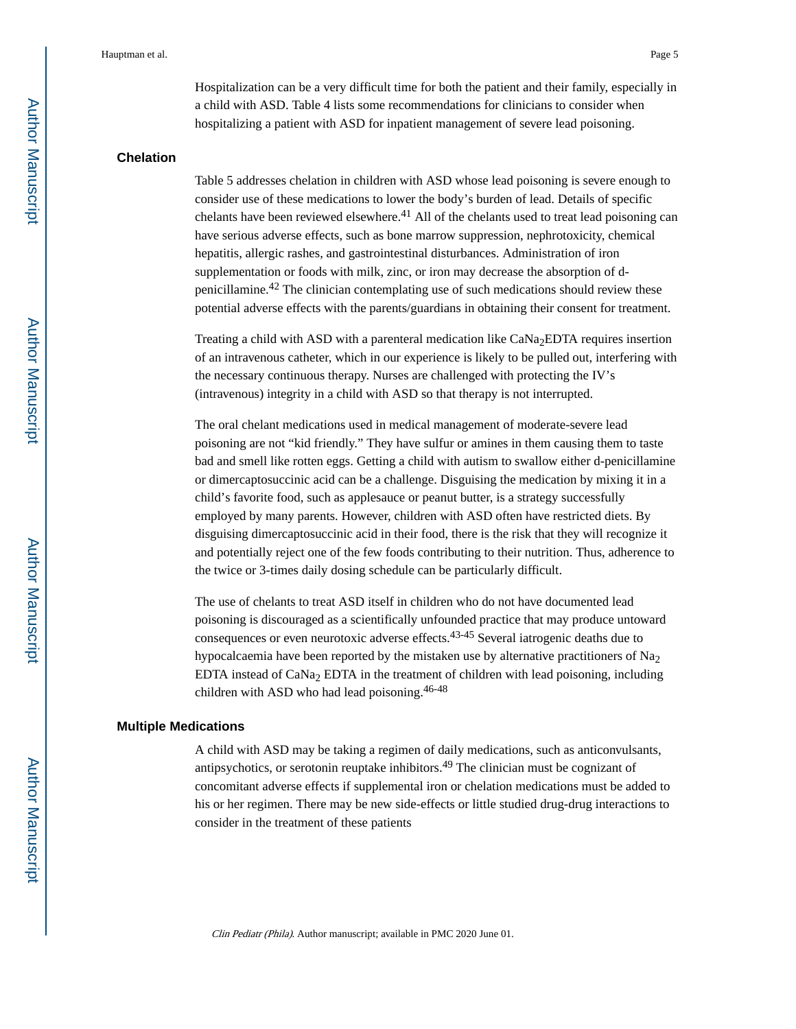Hospitalization can be a very difficult time for both the patient and their family, especially in a child with ASD. Table 4 lists some recommendations for clinicians to consider when hospitalizing a patient with ASD for inpatient management of severe lead poisoning.

## Chelation

Table 5 addresses chelation in children with ASD whose lead poisoning is severe enough to consider use of these medications to lower the body's burden of lead. Details of specific chelants have been reviewed elsewhere.[41] All of the chelants used to treat lead poisoning can have serious adverse effects, such as bone marrow suppression, nephrotoxicity, chemical hepatitis, allergic rashes, and gastrointestinal disturbances. Administration of iron supplementation or foods with milk, zinc, or iron may decrease the absorption of d-penicillamine.[42] The clinician contemplating use of such medications should review these potential adverse effects with the parents/guardians in obtaining their consent for treatment.

Treating a child with ASD with a parenteral medication like $CaNa_2EDTA$ requires insertion of an intravenous catheter, which in our experience is likely to be pulled out, interfering with the necessary continuous therapy. Nurses are challenged with protecting the IV's (intravenous) integrity in a child with ASD so that therapy is not interrupted.

The oral chelant medications used in medical management of moderate-severe lead poisoning are not "kid friendly." They have sulfur or amines in them causing them to taste bad and smell like rotten eggs. Getting a child with autism to swallow either d-penicillamine or dimercaptosuccinic acid can be a challenge. Disguising the medication by mixing it in a child's favorite food, such as applesauce or peanut butter, is a strategy successfully employed by many parents. However, children with ASD often have restricted diets. By disguising dimercaptosuccinic acid in their food, there is the risk that they will recognize it and potentially reject one of the few foods contributing to their nutrition. Thus, adherence to the twice or 3-times daily dosing schedule can be particularly difficult.

The use of chelants to treat ASD itself in children who do not have documented lead poisoning is discouraged as a scientifically unfounded practice that may produce untoward consequences or even neurotoxic adverse effects.[43-45] Several iatrogenic deaths due to hypocalcaemia have been reported by the mistaken use by alternative practitioners of $Na_2$ EDTA instead of $CaNa_2$ EDTA in the treatment of children with lead poisoning, including children with ASD who had lead poisoning.[46-48]

## Multiple Medications

A child with ASD may be taking a regimen of daily medications, such as anticonvulsants, antipsychotics, or serotonin reuptake inhibitors.[49] The clinician must be cognizant of concomitant adverse effects if supplemental iron or chelation medications must be added to his or her regimen. There may be new side-effects or little studied drug-drug interactions to consider in the treatment of these patients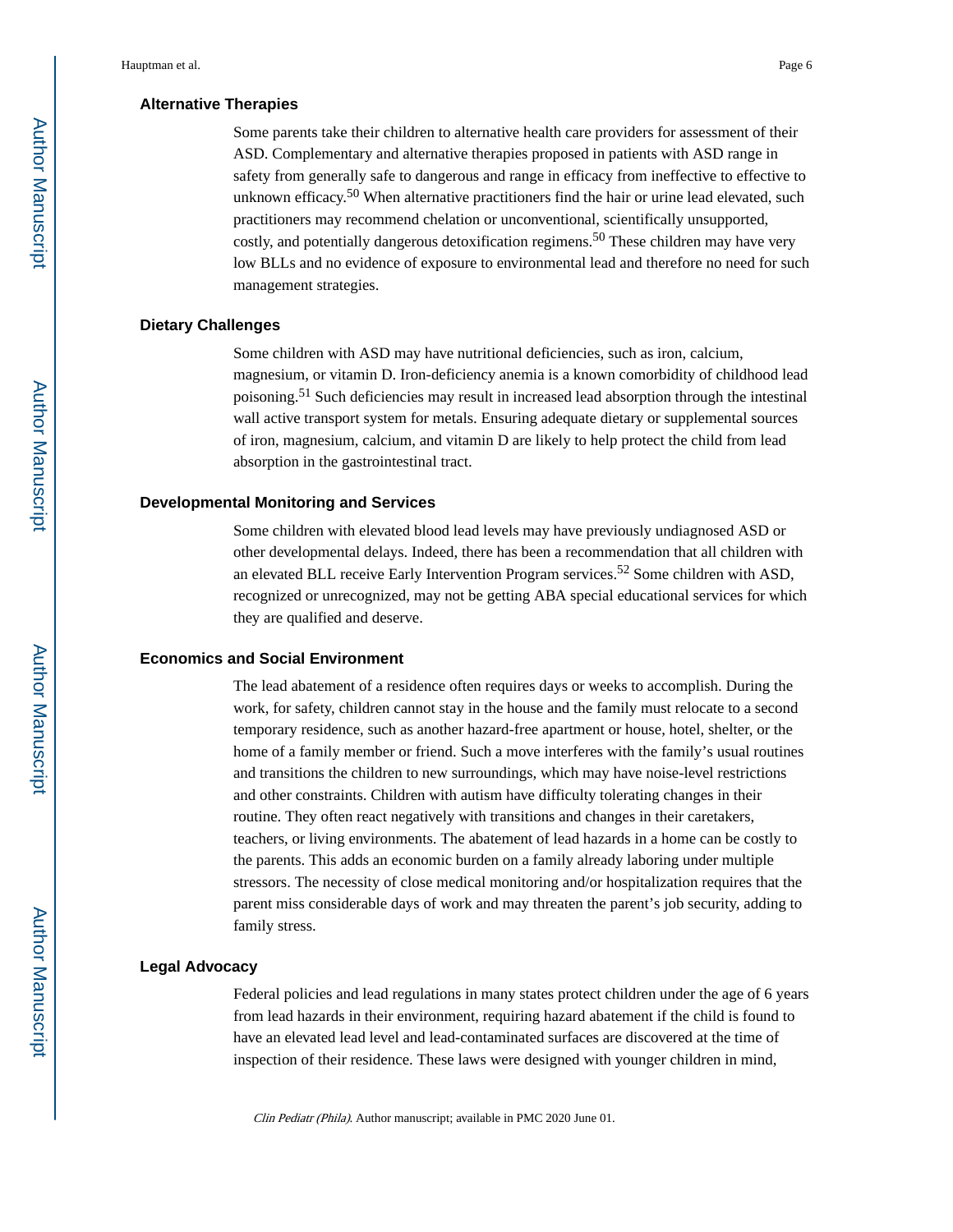### Alternative Therapies

Some parents take their children to alternative health care providers for assessment of their ASD. Complementary and alternative therapies proposed in patients with ASD range in safety from generally safe to dangerous and range in efficacy from ineffective to effective to unknown efficacy.[50] When alternative practitioners find the hair or urine lead elevated, such practitioners may recommend chelation or unconventional, scientifically unsupported, costly, and potentially dangerous detoxification regimens.[50] These children may have very low BLLs and no evidence of exposure to environmental lead and therefore no need for such management strategies.

### Dietary Challenges

Some children with ASD may have nutritional deficiencies, such as iron, calcium, magnesium, or vitamin D. Iron-deficiency anemia is a known comorbidity of childhood lead poisoning.[51] Such deficiencies may result in increased lead absorption through the intestinal wall active transport system for metals. Ensuring adequate dietary or supplemental sources of iron, magnesium, calcium, and vitamin D are likely to help protect the child from lead absorption in the gastrointestinal tract.

### Developmental Monitoring and Services

Some children with elevated blood lead levels may have previously undiagnosed ASD or other developmental delays. Indeed, there has been a recommendation that all children with an elevated BLL receive Early Intervention Program services.[52] Some children with ASD, recognized or unrecognized, may not be getting ABA special educational services for which they are qualified and deserve.

### Economics and Social Environment

The lead abatement of a residence often requires days or weeks to accomplish. During the work, for safety, children cannot stay in the house and the family must relocate to a second temporary residence, such as another hazard-free apartment or house, hotel, shelter, or the home of a family member or friend. Such a move interferes with the family's usual routines and transitions the children to new surroundings, which may have noise-level restrictions and other constraints. Children with autism have difficulty tolerating changes in their routine. They often react negatively with transitions and changes in their caretakers, teachers, or living environments. The abatement of lead hazards in a home can be costly to the parents. This adds an economic burden on a family already laboring under multiple stressors. The necessity of close medical monitoring and/or hospitalization requires that the parent miss considerable days of work and may threaten the parent's job security, adding to family stress.

### Legal Advocacy

Federal policies and lead regulations in many states protect children under the age of 6 years from lead hazards in their environment, requiring hazard abatement if the child is found to have an elevated lead level and lead-contaminated surfaces are discovered at the time of inspection of their residence. These laws were designed with younger children in mind,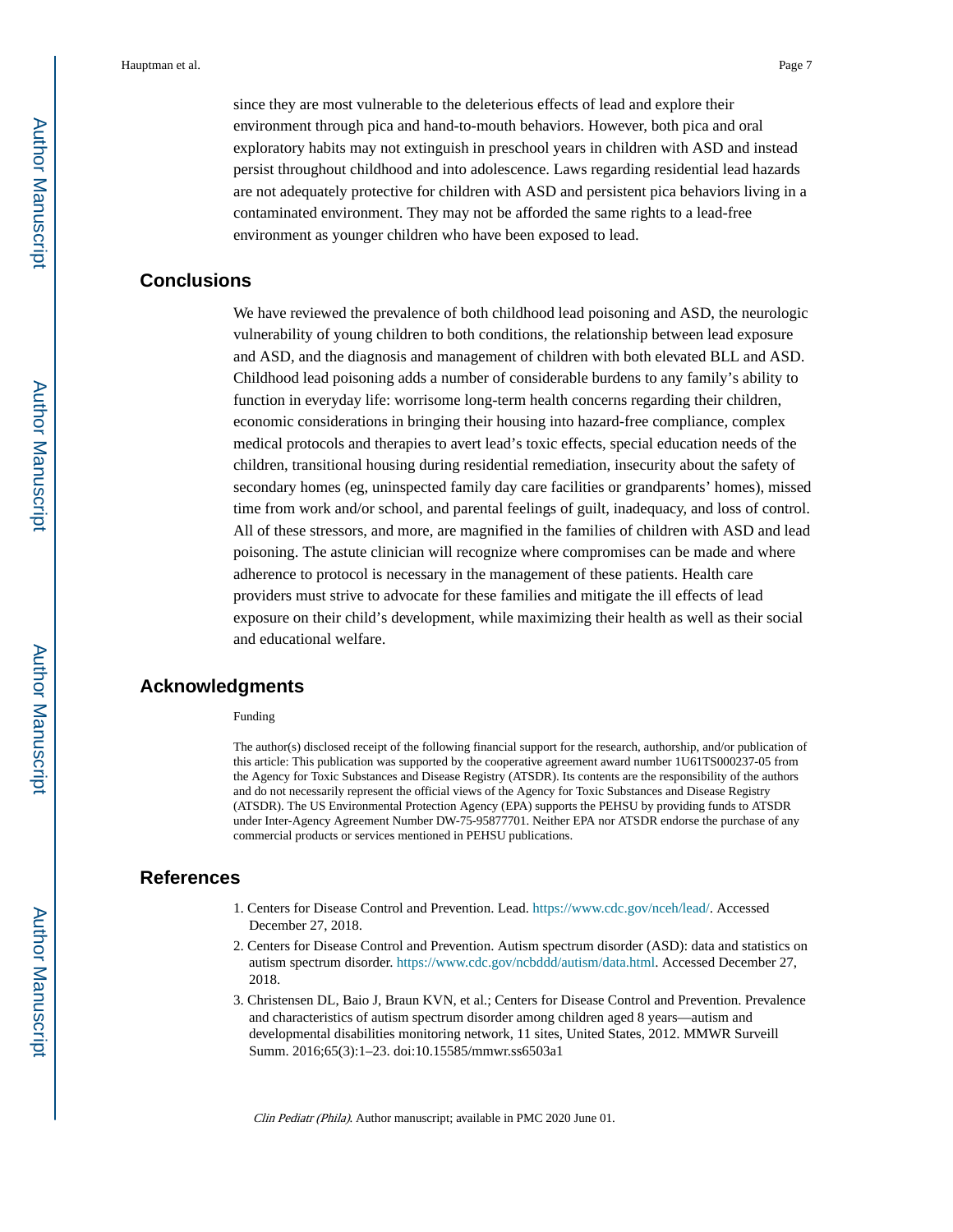since they are most vulnerable to the deleterious effects of lead and explore their environment through pica and hand-to-mouth behaviors. However, both pica and oral exploratory habits may not extinguish in preschool years in children with ASD and instead persist throughout childhood and into adolescence. Laws regarding residential lead hazards are not adequately protective for children with ASD and persistent pica behaviors living in a contaminated environment. They may not be afforded the same rights to a lead-free environment as younger children who have been exposed to lead.

## Conclusions

We have reviewed the prevalence of both childhood lead poisoning and ASD, the neurologic vulnerability of young children to both conditions, the relationship between lead exposure and ASD, and the diagnosis and management of children with both elevated BLL and ASD. Childhood lead poisoning adds a number of considerable burdens to any family's ability to function in everyday life: worrisome long-term health concerns regarding their children, economic considerations in bringing their housing into hazard-free compliance, complex medical protocols and therapies to avert lead's toxic effects, special education needs of the children, transitional housing during residential remediation, insecurity about the safety of secondary homes (eg, uninspected family day care facilities or grandparents' homes), missed time from work and/or school, and parental feelings of guilt, inadequacy, and loss of control. All of these stressors, and more, are magnified in the families of children with ASD and lead poisoning. The astute clinician will recognize where compromises can be made and where adherence to protocol is necessary in the management of these patients. Health care providers must strive to advocate for these families and mitigate the ill effects of lead exposure on their child's development, while maximizing their health as well as their social and educational welfare.

## Acknowledgments

Funding

The author(s) disclosed receipt of the following financial support for the research, authorship, and/or publication of this article: This publication was supported by the cooperative agreement award number 1U61TS000237-05 from the Agency for Toxic Substances and Disease Registry (ATSDR). Its contents are the responsibility of the authors and do not necessarily represent the official views of the Agency for Toxic Substances and Disease Registry (ATSDR). The US Environmental Protection Agency (EPA) supports the PEHSU by providing funds to ATSDR under Inter-Agency Agreement Number DW-75-95877701. Neither EPA nor ATSDR endorse the purchase of any commercial products or services mentioned in PEHSU publications.

## References

1. Centers for Disease Control and Prevention. Lead. https://www.cdc.gov/nceh/lead/. Accessed December 27, 2018.
2. Centers for Disease Control and Prevention. Autism spectrum disorder (ASD): data and statistics on autism spectrum disorder. https://www.cdc.gov/ncbddd/autism/data.html. Accessed December 27, 2018.
3. Christensen DL, Baio J, Braun KVN, et al.; Centers for Disease Control and Prevention. Prevalence and characteristics of autism spectrum disorder among children aged 8 years—autism and developmental disabilities monitoring network, 11 sites, United States, 2012. MMWR Surveill Summ. 2016;65(3):1–23. doi:10.15585/mmwr.ss6503a1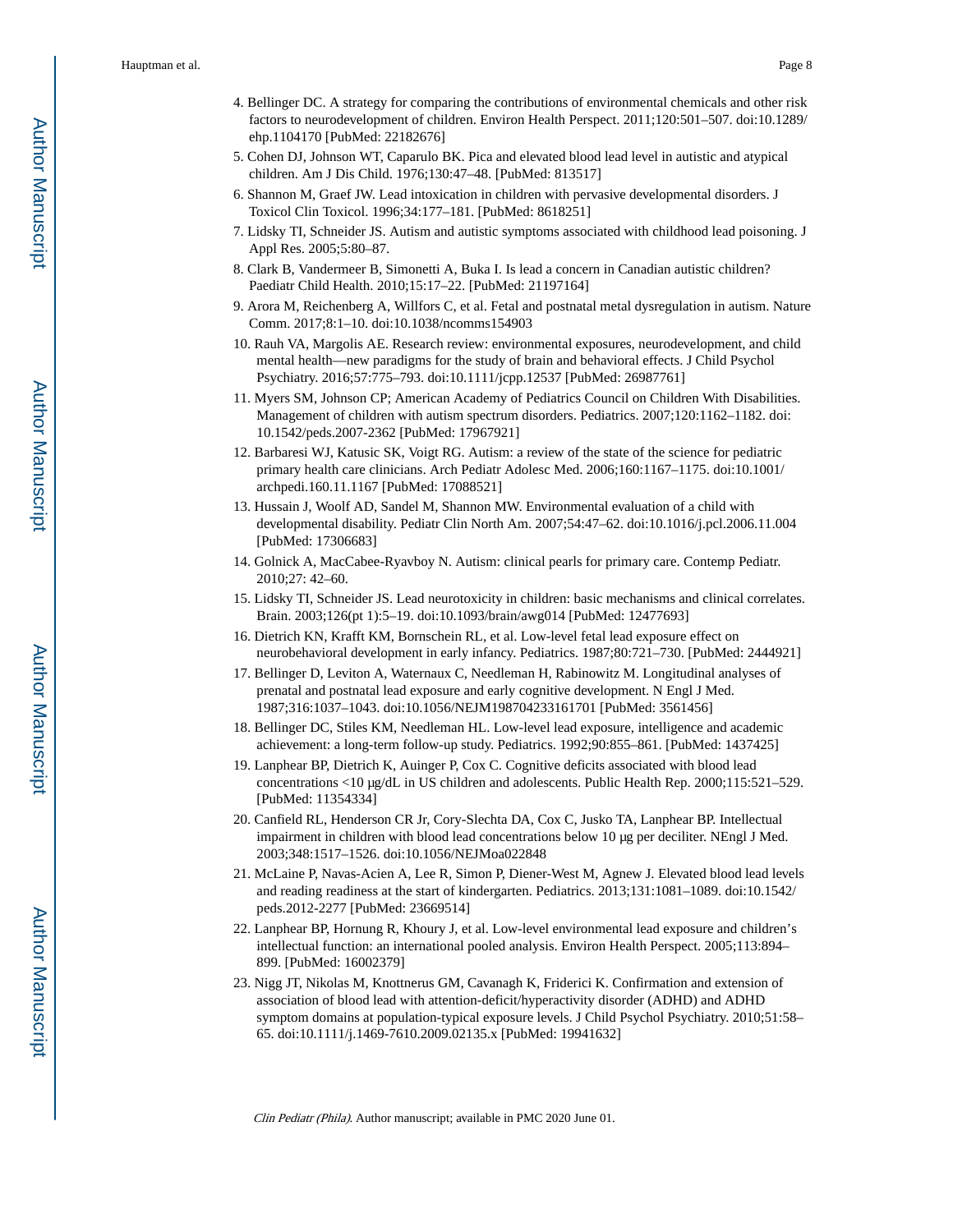4. Bellinger DC. A strategy for comparing the contributions of environmental chemicals and other risk factors to neurodevelopment of children. Environ Health Perspect. 2011;120:501–507. doi:10.1289/ehp.1104170 [PubMed: 22182676]
5. Cohen DJ, Johnson WT, Caparulo BK. Pica and elevated blood lead level in autistic and atypical children. Am J Dis Child. 1976;130:47–48. [PubMed: 813517]
6. Shannon M, Graef JW. Lead intoxication in children with pervasive developmental disorders. J Toxicol Clin Toxicol. 1996;34:177–181. [PubMed: 8618251]
7. Lidsky TI, Schneider JS. Autism and autistic symptoms associated with childhood lead poisoning. J Appl Res. 2005;5:80–87.
8. Clark B, Vandermeer B, Simonetti A, Buka I. Is lead a concern in Canadian autistic children? Paediatr Child Health. 2010;15:17–22. [PubMed: 21197164]
9. Arora M, Reichenberg A, Willfors C, et al. Fetal and postnatal metal dysregulation in autism. Nature Comm. 2017;8:1–10. doi:10.1038/ncomms154903
10. Rauh VA, Margolis AE. Research review: environmental exposures, neurodevelopment, and child mental health—new paradigms for the study of brain and behavioral effects. J Child Psychol Psychiatry. 2016;57:775–793. doi:10.1111/jcpp.12537 [PubMed: 26987761]
11. Myers SM, Johnson CP; American Academy of Pediatrics Council on Children With Disabilities. Management of children with autism spectrum disorders. Pediatrics. 2007;120:1162–1182. doi:10.1542/peds.2007-2362 [PubMed: 17967921]
12. Barbaresi WJ, Katusic SK, Voigt RG. Autism: a review of the state of the science for pediatric primary health care clinicians. Arch Pediatr Adolesc Med. 2006;160:1167–1175. doi:10.1001/archpedi.160.11.1167 [PubMed: 17088521]
13. Hussain J, Woolf AD, Sandel M, Shannon MW. Environmental evaluation of a child with developmental disability. Pediatr Clin North Am. 2007;54:47–62. doi:10.1016/j.pcl.2006.11.004 [PubMed: 17306683]
14. Golnick A, MacCabee-Ryavboy N. Autism: clinical pearls for primary care. Contemp Pediatr. 2010;27: 42–60.
15. Lidsky TI, Schneider JS. Lead neurotoxicity in children: basic mechanisms and clinical correlates. Brain. 2003;126(pt 1):5–19. doi:10.1093/brain/awg014 [PubMed: 12477693]
16. Dietrich KN, Krafft KM, Bornschein RL, et al. Low-level fetal lead exposure effect on neurobehavioral development in early infancy. Pediatrics. 1987;80:721–730. [PubMed: 2444921]
17. Bellinger D, Leviton A, Waternaux C, Needleman H, Rabinowitz M. Longitudinal analyses of prenatal and postnatal lead exposure and early cognitive development. N Engl J Med. 1987;316:1037–1043. doi:10.1056/NEJM198704233161701 [PubMed: 3561456]
18. Bellinger DC, Stiles KM, Needleman HL. Low-level lead exposure, intelligence and academic achievement: a long-term follow-up study. Pediatrics. 1992;90:855–861. [PubMed: 1437425]
19. Lanphear BP, Dietrich K, Auinger P, Cox C. Cognitive deficits associated with blood lead concentrations <10 µg/dL in US children and adolescents. Public Health Rep. 2000;115:521–529. [PubMed: 11354334]
20. Canfield RL, Henderson CR Jr, Cory-Slechta DA, Cox C, Jusko TA, Lanphear BP. Intellectual impairment in children with blood lead concentrations below 10 µg per deciliter. NEngl J Med. 2003;348:1517–1526. doi:10.1056/NEJMoa022848
21. McLaine P, Navas-Acien A, Lee R, Simon P, Diener-West M, Agnew J. Elevated blood lead levels and reading readiness at the start of kindergarten. Pediatrics. 2013;131:1081–1089. doi:10.1542/peds.2012-2277 [PubMed: 23669514]
22. Lanphear BP, Hornung R, Khoury J, et al. Low-level environmental lead exposure and children's intellectual function: an international pooled analysis. Environ Health Perspect. 2005;113:894–899. [PubMed: 16002379]
23. Nigg JT, Nikolas M, Knottnerus GM, Cavanagh K, Friderici K. Confirmation and extension of association of blood lead with attention-deficit/hyperactivity disorder (ADHD) and ADHD symptom domains at population-typical exposure levels. J Child Psychol Psychiatry. 2010;51:58–65. doi:10.1111/j.1469-7610.2009.02135.x [PubMed: 19941632]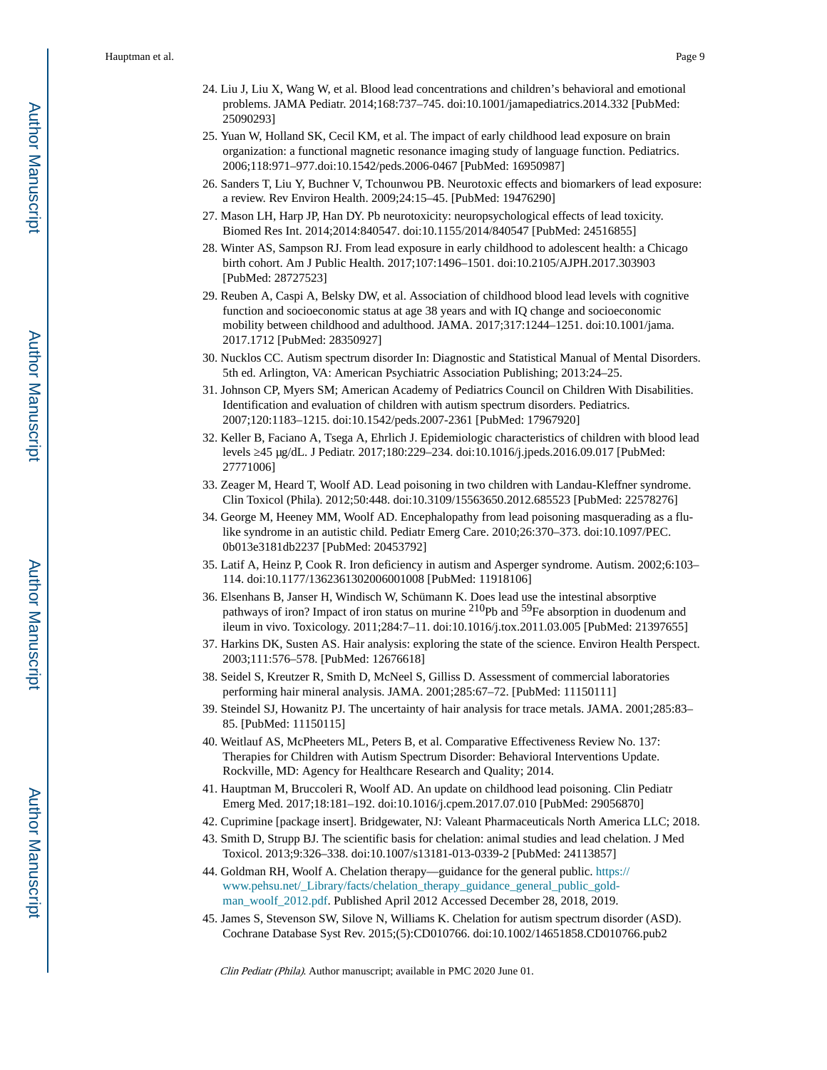24. Liu J, Liu X, Wang W, et al. Blood lead concentrations and children's behavioral and emotional problems. JAMA Pediatr. 2014;168:737–745. doi:10.1001/jamapediatrics.2014.332 [PubMed: 25090293]
25. Yuan W, Holland SK, Cecil KM, et al. The impact of early childhood lead exposure on brain organization: a functional magnetic resonance imaging study of language function. Pediatrics. 2006;118:971–977.doi:10.1542/peds.2006-0467 [PubMed: 16950987]
26. Sanders T, Liu Y, Buchner V, Tchounwou PB. Neurotoxic effects and biomarkers of lead exposure: a review. Rev Environ Health. 2009;24:15–45. [PubMed: 19476290]
27. Mason LH, Harp JP, Han DY. Pb neurotoxicity: neuropsychological effects of lead toxicity. Biomed Res Int. 2014;2014:840547. doi:10.1155/2014/840547 [PubMed: 24516855]
28. Winter AS, Sampson RJ. From lead exposure in early childhood to adolescent health: a Chicago birth cohort. Am J Public Health. 2017;107:1496–1501. doi:10.2105/AJPH.2017.303903 [PubMed: 28727523]
29. Reuben A, Caspi A, Belsky DW, et al. Association of childhood blood lead levels with cognitive function and socioeconomic status at age 38 years and with IQ change and socioeconomic mobility between childhood and adulthood. JAMA. 2017;317:1244–1251. doi:10.1001/jama.2017.1712 [PubMed: 28350927]
30. Nucklos CC. Autism spectrum disorder In: Diagnostic and Statistical Manual of Mental Disorders. 5th ed. Arlington, VA: American Psychiatric Association Publishing; 2013:24–25.
31. Johnson CP, Myers SM; American Academy of Pediatrics Council on Children With Disabilities. Identification and evaluation of children with autism spectrum disorders. Pediatrics. 2007;120:1183–1215. doi:10.1542/peds.2007-2361 [PubMed: 17967920]
32. Keller B, Faciano A, Tsega A, Ehrlich J. Epidemiologic characteristics of children with blood lead levels ≥45 μg/dL. J Pediatr. 2017;180:229–234. doi:10.1016/j.jpeds.2016.09.017 [PubMed: 27771006]
33. Zeager M, Heard T, Woolf AD. Lead poisoning in two children with Landau-Kleffner syndrome. Clin Toxicol (Phila). 2012;50:448. doi:10.3109/15563650.2012.685523 [PubMed: 22578276]
34. George M, Heeney MM, Woolf AD. Encephalopathy from lead poisoning masquerading as a flu-like syndrome in an autistic child. Pediatr Emerg Care. 2010;26:370–373. doi:10.1097/PEC.0b013e3181db2237 [PubMed: 20453792]
35. Latif A, Heinz P, Cook R. Iron deficiency in autism and Asperger syndrome. Autism. 2002;6:103–114. doi:10.1177/1362361302006001008 [PubMed: 11918106]
36. Elsenhans B, Janser H, Windisch W, Schümann K. Does lead use the intestinal absorptive pathways of iron? Impact of iron status on murine $^{210}$Pb and $^{59}$Fe absorption in duodenum and ileum in vivo. Toxicology. 2011;284:7–11. doi:10.1016/j.tox.2011.03.005 [PubMed: 21397655]
37. Harkins DK, Susten AS. Hair analysis: exploring the state of the science. Environ Health Perspect. 2003;111:576–578. [PubMed: 12676618]
38. Seidel S, Kreutzer R, Smith D, McNeel S, Gilliss D. Assessment of commercial laboratories performing hair mineral analysis. JAMA. 2001;285:67–72. [PubMed: 11150111]
39. Steindel SJ, Howanitz PJ. The uncertainty of hair analysis for trace metals. JAMA. 2001;285:83–85. [PubMed: 11150115]
40. Weitlauf AS, McPheeters ML, Peters B, et al. Comparative Effectiveness Review No. 137: Therapies for Children with Autism Spectrum Disorder: Behavioral Interventions Update. Rockville, MD: Agency for Healthcare Research and Quality; 2014.
41. Hauptman M, Bruccoleri R, Woolf AD. An update on childhood lead poisoning. Clin Pediatr Emerg Med. 2017;18:181–192. doi:10.1016/j.cpem.2017.07.010 [PubMed: 29056870]
42. Cuprimine [package insert]. Bridgewater, NJ: Valeant Pharmaceuticals North America LLC; 2018.
43. Smith D, Strupp BJ. The scientific basis for chelation: animal studies and lead chelation. J Med Toxicol. 2013;9:326–338. doi:10.1007/s13181-013-0339-2 [PubMed: 24113857]
44. Goldman RH, Woolf A. Chelation therapy—guidance for the general public. https://www.pehsu.net/_Library/facts/chelation_therapy_guidance_general_public_goldman_woolf_2012.pdf. Published April 2012 Accessed December 28, 2018, 2019.
45. James S, Stevenson SW, Silove N, Williams K. Chelation for autism spectrum disorder (ASD). Cochrane Database Syst Rev. 2015;(5):CD010766. doi:10.1002/14651858.CD010766.pub2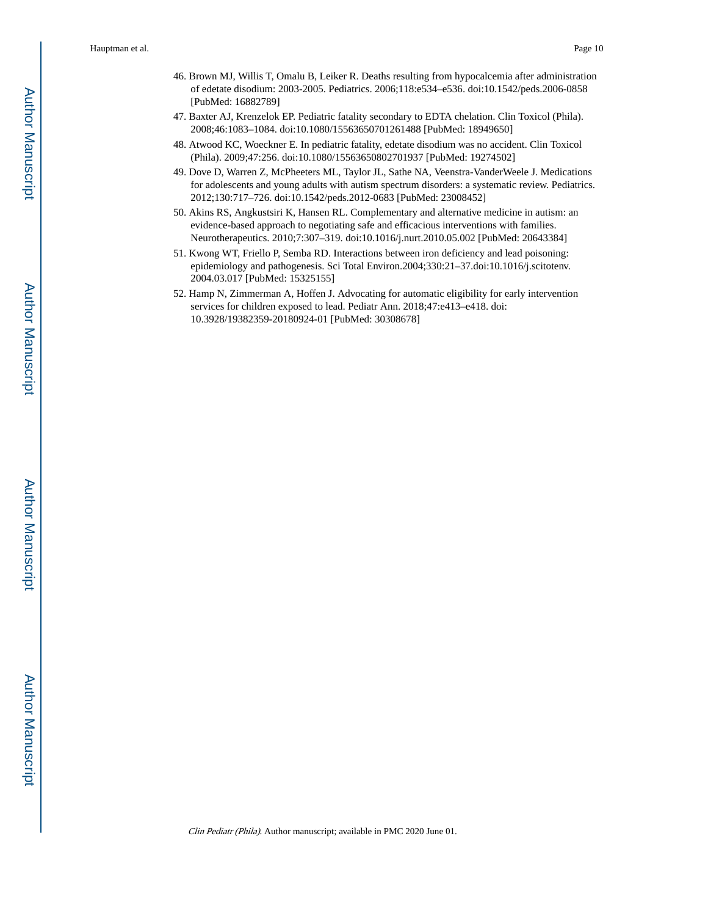46. Brown MJ, Willis T, Omalu B, Leiker R. Deaths resulting from hypocalcemia after administration of edetate disodium: 2003-2005. Pediatrics. 2006;118:e534–e536. doi:10.1542/peds.2006-0858 [PubMed: 16882789]
47. Baxter AJ, Krenzelok EP. Pediatric fatality secondary to EDTA chelation. Clin Toxicol (Phila). 2008;46:1083–1084. doi:10.1080/15563650701261488 [PubMed: 18949650]
48. Atwood KC, Woeckner E. In pediatric fatality, edetate disodium was no accident. Clin Toxicol (Phila). 2009;47:256. doi:10.1080/15563650802701937 [PubMed: 19274502]
49. Dove D, Warren Z, McPheeters ML, Taylor JL, Sathe NA, Veenstra-VanderWeele J. Medications for adolescents and young adults with autism spectrum disorders: a systematic review. Pediatrics. 2012;130:717–726. doi:10.1542/peds.2012-0683 [PubMed: 23008452]
50. Akins RS, Angkustsiri K, Hansen RL. Complementary and alternative medicine in autism: an evidence-based approach to negotiating safe and efficacious interventions with families. Neurotherapeutics. 2010;7:307–319. doi:10.1016/j.nurt.2010.05.002 [PubMed: 20643384]
51. Kwong WT, Friello P, Semba RD. Interactions between iron deficiency and lead poisoning: epidemiology and pathogenesis. Sci Total Environ.2004;330:21–37.doi:10.1016/j.scitotenv. 2004.03.017 [PubMed: 15325155]
52. Hamp N, Zimmerman A, Hoffen J. Advocating for automatic eligibility for early intervention services for children exposed to lead. Pediatr Ann. 2018;47:e413–e418. doi: 10.3928/19382359-20180924-01 [PubMed: 30308678]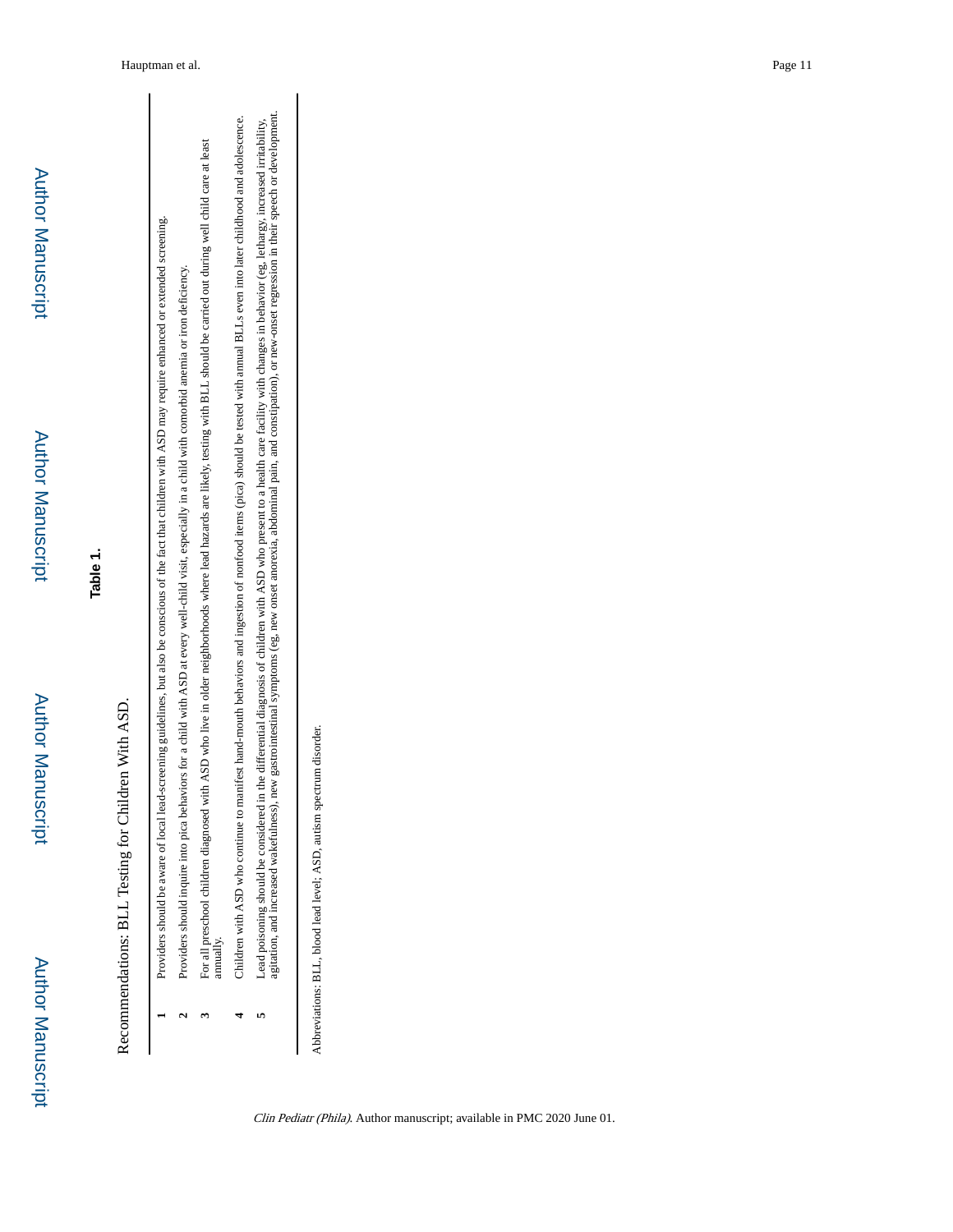**Table 1.**

Recommendations: BLL Testing for Children With ASD.

| | |
|---|---|
| **1** | Providers should be aware of local lead-screening guidelines, but also be conscious of the fact that children with ASD may require enhanced or extended screening. |
| **2** | Providers should inquire into pica behaviors for a child with ASD at every well-child visit, especially in a child with comorbid anemia or iron deficiency. |
| **3** | For all preschool children diagnosed with ASD who live in older neighborhoods where lead hazards are likely, testing with BLL should be carried out during well child care at least annually. |
| **4** | Children with ASD who continue to manifest hand-mouth behaviors and ingestion of nonfood items (pica) should be tested with annual BLLs even into later childhood and adolescence. |
| **5** | Lead poisoning should be considered in the differential diagnosis of children with ASD who present to a health care facility with changes in behavior (eg, lethargy, increased irritability, agitation, and increased wakefulness), new gastrointestinal symptoms (eg, new onset anorexia, abdominal pain, and constipation), or new-onset regression in their speech or development. |

Abbreviations: BLL, blood lead level; ASD, autism spectrum disorder.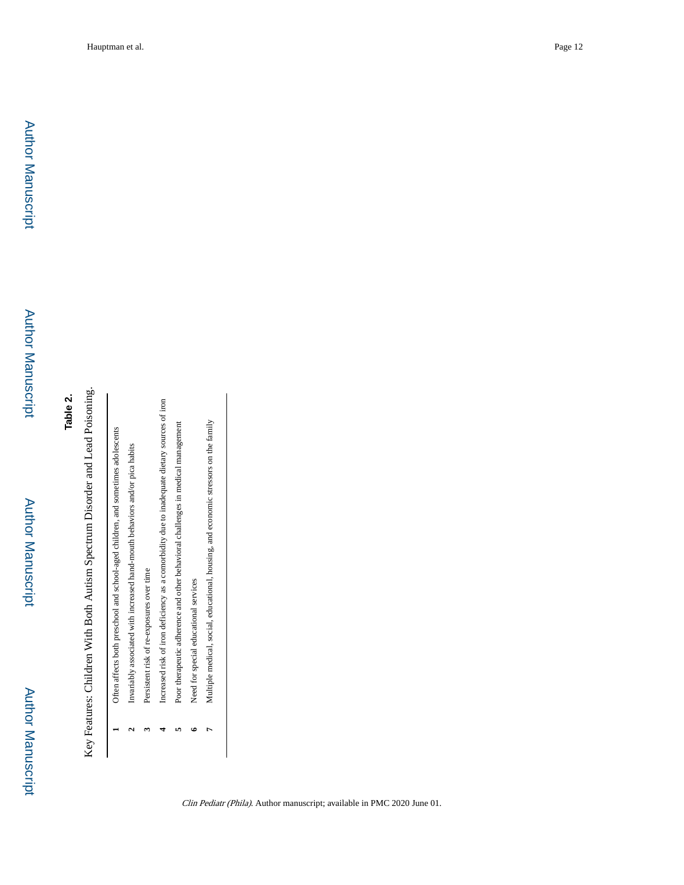**Table 2.**

Key Features: Children With Both Autism Spectrum Disorder and Lead Poisoning.

| | |
|---|---|
| **1** | Often affects both preschool and school-aged children, and sometimes adolescents |
| **2** | Invariably associated with increased hand-mouth behaviors and/or pica habits |
| **3** | Persistent risk of re-exposures over time |
| **4** | Increased risk of iron deficiency as a comorbidity due to inadequate dietary sources of iron |
| **5** | Poor therapeutic adherence and other behavioral challenges in medical management |
| **6** | Need for special educational services |
| **7** | Multiple medical, social, educational, housing, and economic stressors on the family |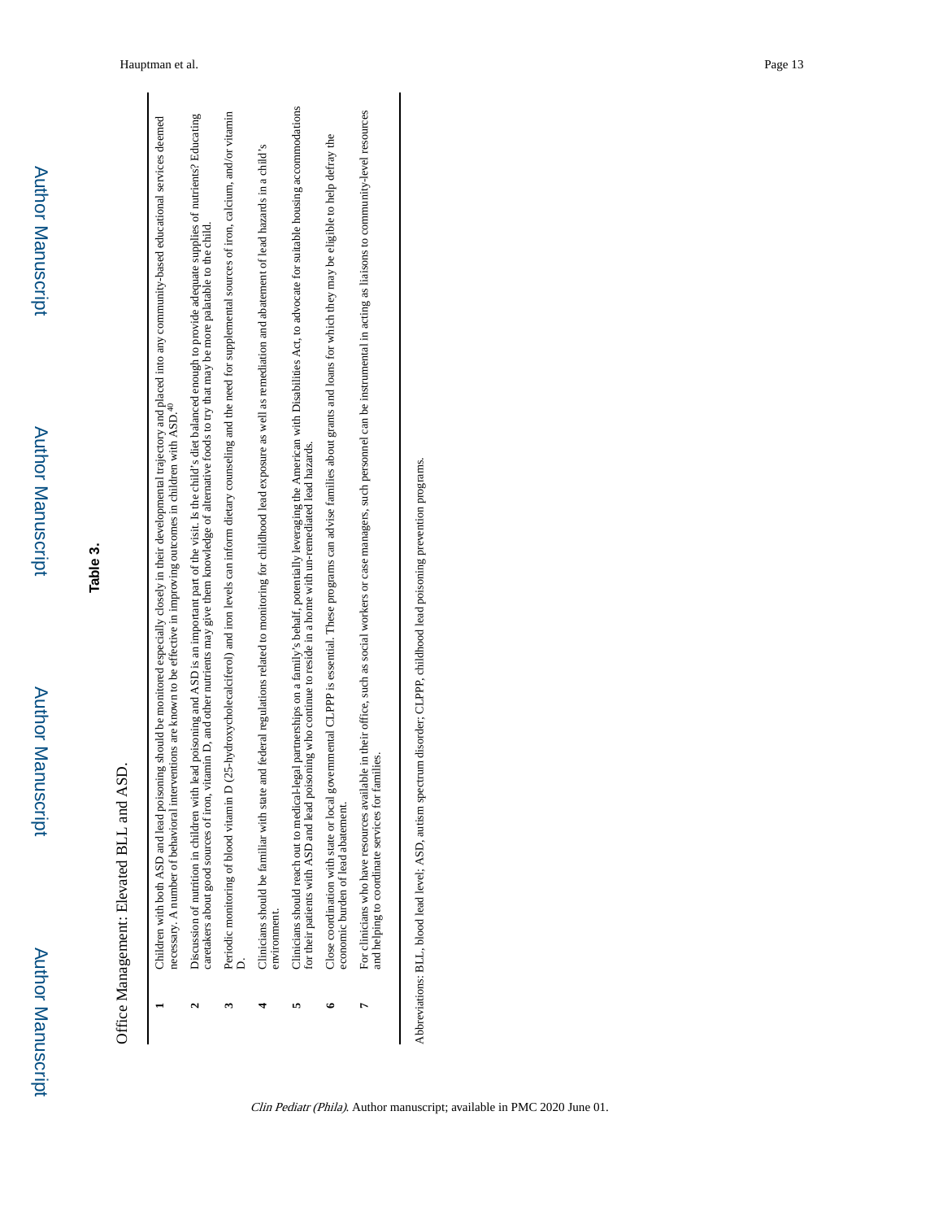**Table 3.**

Office Management: Elevated BLL and ASD.

| | |
|---|---|
| **1** | Children with both ASD and lead poisoning should be monitored especially closely in their developmental trajectory and placed into any community-based educational services deemed necessary. A number of behavioral interventions are known to be effective in improving outcomes in children with ASD.[40] |
| **2** | Discussion of nutrition in children with lead poisoning and ASD is an important part of the visit. Is the child's diet balanced enough to provide adequate supplies of nutrients? Educating caretakers about good sources of iron, vitamin D, and other nutrients may give them knowledge of alternative foods to try that may be more palatable to the child. |
| **3** | Periodic monitoring of blood vitamin D (25-hydroxycholecalciferol) and iron levels can inform dietary counseling and the need for supplemental sources of iron, calcium, and/or vitamin D. |
| **4** | Clinicians should be familiar with state and federal regulations related to monitoring for childhood lead exposure as well as remediation and abatement of lead hazards in a child's environment. |
| **5** | Clinicians should reach out to medical-legal partnerships on a family's behalf, potentially leveraging the American with Disabilities Act, to advocate for suitable housing accommodations for their patients with ASD and lead poisoning who continue to reside in a home with un-remediated lead hazards. |
| **6** | Close coordination with state or local governmental CLPPP is essential. These programs can advise families about grants and loans for which they may be eligible to help defray the economic burden of lead abatement. |
| **7** | For clinicians who have resources available in their office, such as social workers or case managers, such personnel can be instrumental in acting as liaisons to community-level resources and helping to coordinate services for families. |

Abbreviations: BLL, blood lead level; ASD, autism spectrum disorder; CLPPP, childhood lead poisoning prevention programs.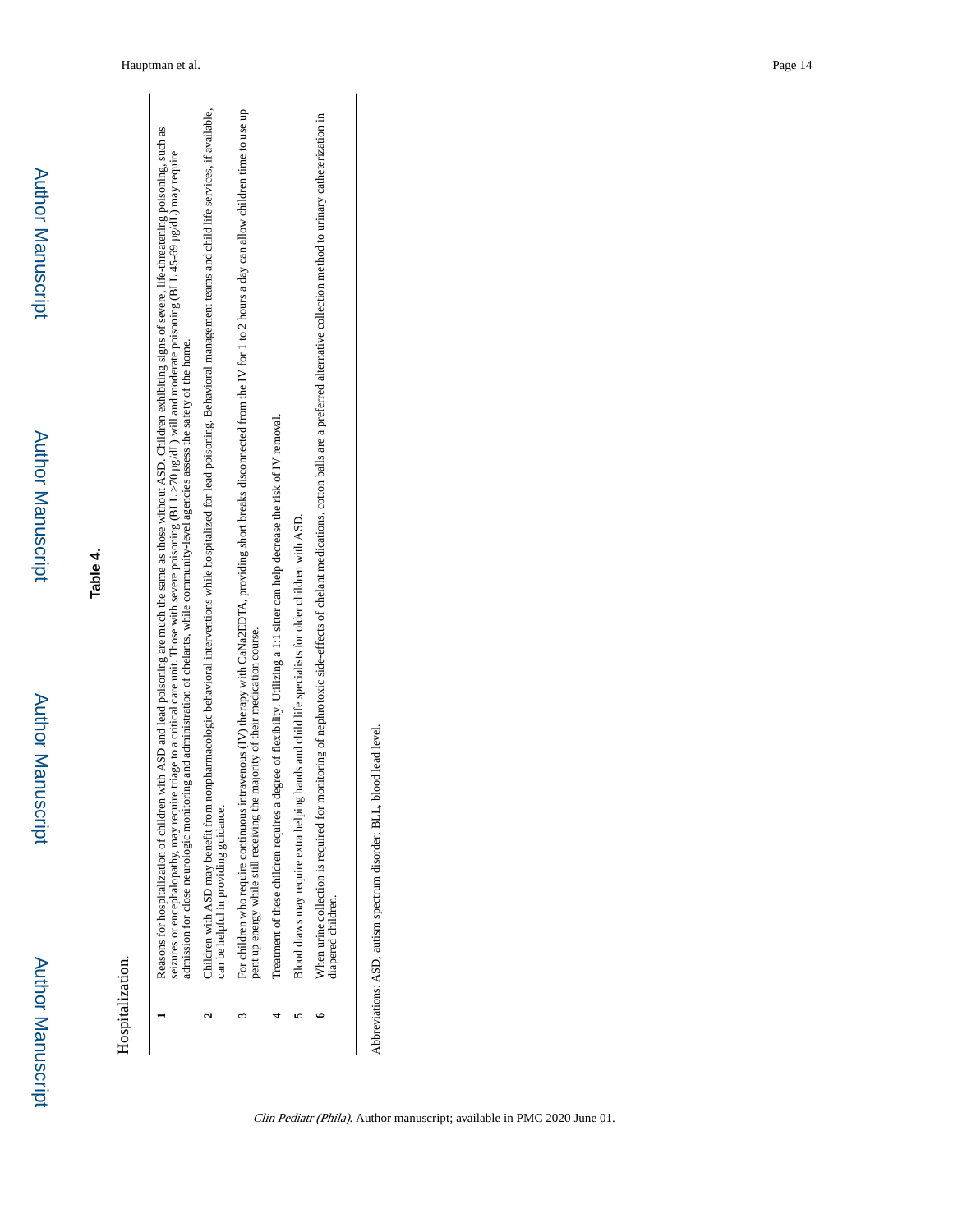**Table 4.**

Hospitalization.

| | |
|---|---|
| **1** | Reasons for hospitalization of children with ASD and lead poisoning are much the same as those without ASD. Children exhibiting signs of severe, life-threatening poisoning, such as seizures or encephalopathy, may require triage to a critical care unit. Those with severe poisoning (BLL ≥70 μg/dL) will and moderate poisoning (BLL 45-69 μg/dL) may require admission for close neurologic monitoring and administration of chelants, while community-level agencies assess the safety of the home. |
| **2** | Children with ASD may benefit from nonpharmacologic behavioral interventions while hospitalized for lead poisoning. Behavioral management teams and child life services, if available, can be helpful in providing guidance. |
| **3** | For children who require continuous intravenous (IV) therapy with $CaNa_2EDTA$, providing short breaks disconnected from the IV for 1 to 2 hours a day can allow children time to use up pent up energy while still receiving the majority of their medication course. |
| **4** | Treatment of these children requires a degree of flexibility. Utilizing a 1:1 sitter can help decrease the risk of IV removal. |
| **5** | Blood draws may require extra helping hands and child life specialists for older children with ASD. |
| **6** | When urine collection is required for monitoring of nephrotoxic side-effects of chelant medications, cotton balls are a preferred alternative collection method to urinary catheterization in diapered children. |

Abbreviations: ASD, autism spectrum disorder; BLL, blood lead level.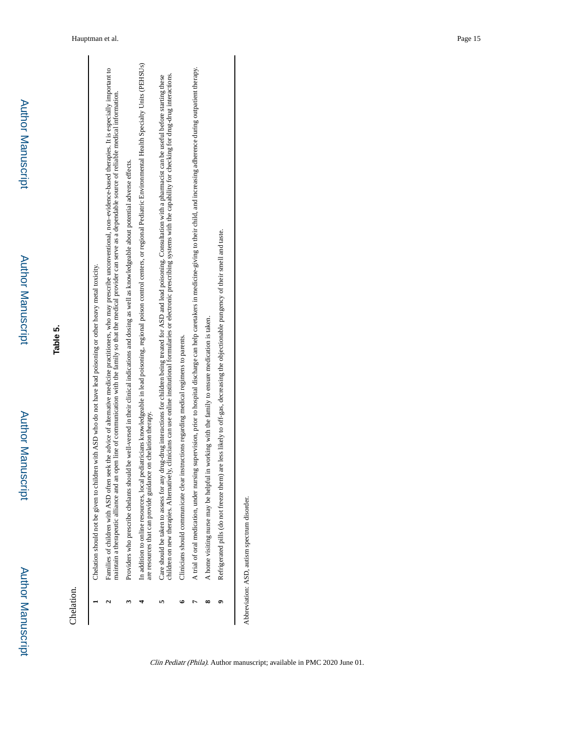**Table 5.**

Chelation.

| | |
|---|---|
| **1** | Chelation should not be given to children with ASD who do not have lead poisoning or other heavy metal toxicity. |
| **2** | Families of children with ASD often seek the advice of alternative medicine practitioners, who may prescribe unconventional, non–evidence-based therapies. It is especially important to maintain a therapeutic alliance and an open line of communication with the family so that the medical provider can serve as a dependable source of reliable medical information. |
| **3** | Providers who prescribe chelants should be well-versed in their clinical indications and dosing as well as knowledgeable about potential adverse effects. |
| **4** | In addition to online resources, local pediatricians knowledgeable in lead poisoning, regional poison control centers, or regional Pediatric Environmental Health Specialty Units (PEHSUs) are resources that can provide guidance on chelation therapy. |
| **5** | Care should be taken to assess for any drug-drug interactions for children being treated for ASD and lead poisoning. Consultation with a pharmacist can be useful before starting these children on new therapies. Alternatively, clinicians can use online institutional formularies or electronic prescribing systems with the capability for checking for drug-drug interactions. |
| **6** | Clinicians should communicate clear instructions regarding medical regimens to parents. |
| **7** | A trial of oral medication, under nursing supervision, prior to hospital discharge can help caretakers in medicine-giving to their child, and increasing adherence during outpatient therapy. |
| **8** | A home visiting nurse may be helpful in working with the family to ensure medication is taken. |
| **9** | Refrigerated pills (do not freeze them) are less likely to off-gas, decreasing the objectionable pungency of their smell and taste. |

Abbreviation: ASD, autism spectrum disorder.